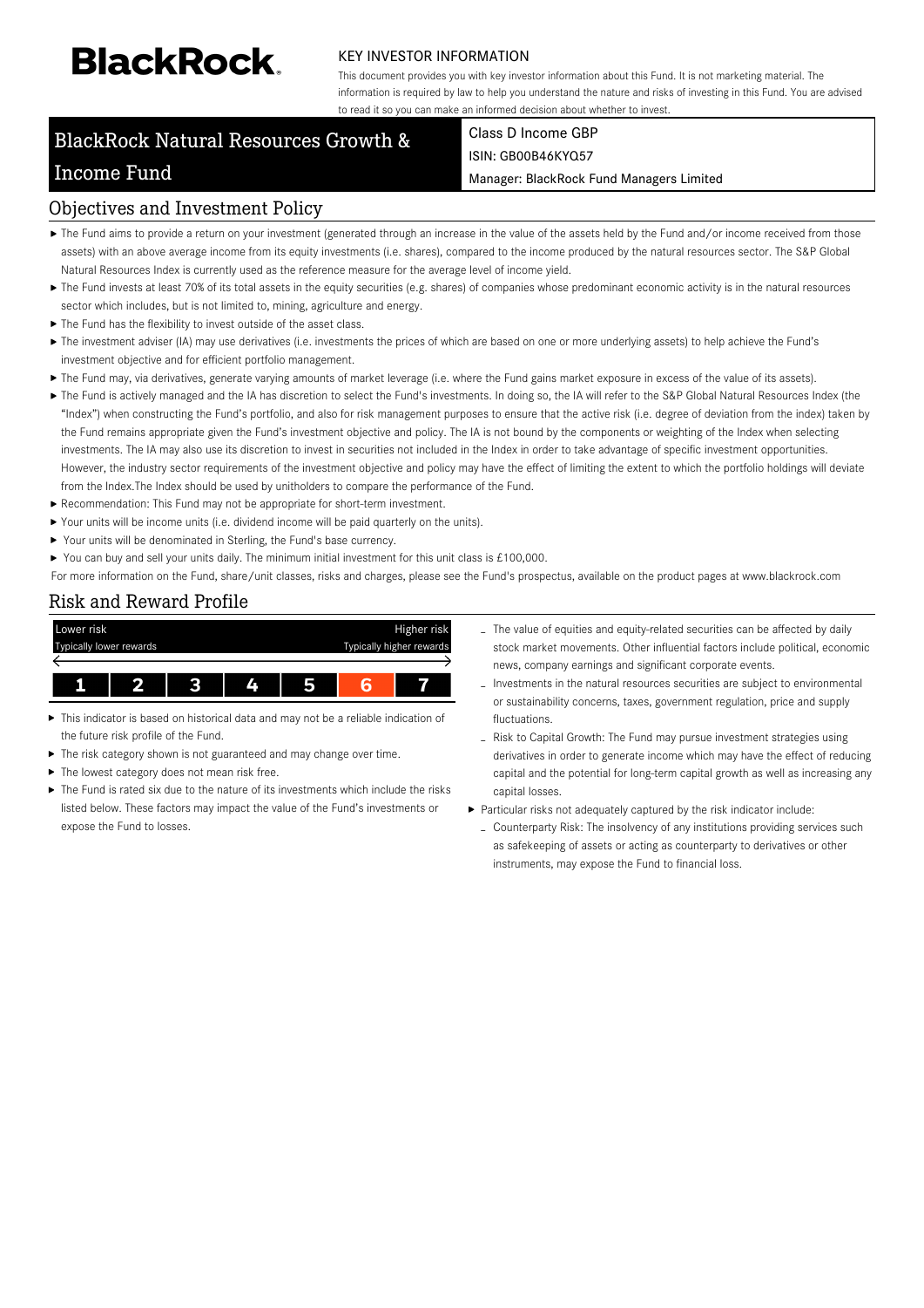BlackRock.

KEY INVESTOR INFORMATION

This document provides you with key investor information about this Fund. It is not marketing material. The information is required by law to help you understand the nature and risks of investing in this Fund. You are advised to read it so you can make an informed decision about whether to invest.

# BlackRock Natural Resources Growth & Income Fund

Class D Income GBP
ISIN: GB00B46KYQ57
Manager: BlackRock Fund Managers Limited

## Objectives and Investment Policy

- The Fund aims to provide a return on your investment (generated through an increase in the value of the assets held by the Fund and/or income received from those assets) with an above average income from its equity investments (i.e. shares), compared to the income produced by the natural resources sector. The S&P Global Natural Resources Index is currently used as the reference measure for the average level of income yield.
- The Fund invests at least 70% of its total assets in the equity securities (e.g. shares) of companies whose predominant economic activity is in the natural resources sector which includes, but is not limited to, mining, agriculture and energy.
- The Fund has the flexibility to invest outside of the asset class.
- The investment adviser (IA) may use derivatives (i.e. investments the prices of which are based on one or more underlying assets) to help achieve the Fund's investment objective and for efficient portfolio management.
- The Fund may, via derivatives, generate varying amounts of market leverage (i.e. where the Fund gains market exposure in excess of the value of its assets).
- The Fund is actively managed and the IA has discretion to select the Fund's investments. In doing so, the IA will refer to the S&P Global Natural Resources Index (the "Index") when constructing the Fund's portfolio, and also for risk management purposes to ensure that the active risk (i.e. degree of deviation from the index) taken by the Fund remains appropriate given the Fund's investment objective and policy. The IA is not bound by the components or weighting of the Index when selecting investments. The IA may also use its discretion to invest in securities not included in the Index in order to take advantage of specific investment opportunities. However, the industry sector requirements of the investment objective and policy may have the effect of limiting the extent to which the portfolio holdings will deviate from the Index.The Index should be used by unitholders to compare the performance of the Fund.
- Recommendation: This Fund may not be appropriate for short-term investment.
- Your units will be income units (i.e. dividend income will be paid quarterly on the units).
- Your units will be denominated in Sterling, the Fund's base currency.
- You can buy and sell your units daily. The minimum initial investment for this unit class is £100,000.

For more information on the Fund, share/unit classes, risks and charges, please see the Fund's prospectus, available on the product pages at www.blackrock.com

## Risk and Reward Profile

| Lower risk<br>Typically lower rewards | | | | | | Higher risk<br>Typically higher rewards |
|---|---|---|---|---|---|---|
| 1 | 2 | 3 | 4 | 5 | **6** | 7 |

- This indicator is based on historical data and may not be a reliable indication of the future risk profile of the Fund.
- The risk category shown is not guaranteed and may change over time.
- The lowest category does not mean risk free.
- The Fund is rated six due to the nature of its investments which include the risks listed below. These factors may impact the value of the Fund's investments or expose the Fund to losses.
  - The value of equities and equity-related securities can be affected by daily stock market movements. Other influential factors include political, economic news, company earnings and significant corporate events.
  - Investments in the natural resources securities are subject to environmental or sustainability concerns, taxes, government regulation, price and supply fluctuations.
  - Risk to Capital Growth: The Fund may pursue investment strategies using derivatives in order to generate income which may have the effect of reducing capital and the potential for long-term capital growth as well as increasing any capital losses.
- Particular risks not adequately captured by the risk indicator include:
  - Counterparty Risk: The insolvency of any institutions providing services such as safekeeping of assets or acting as counterparty to derivatives or other instruments, may expose the Fund to financial loss.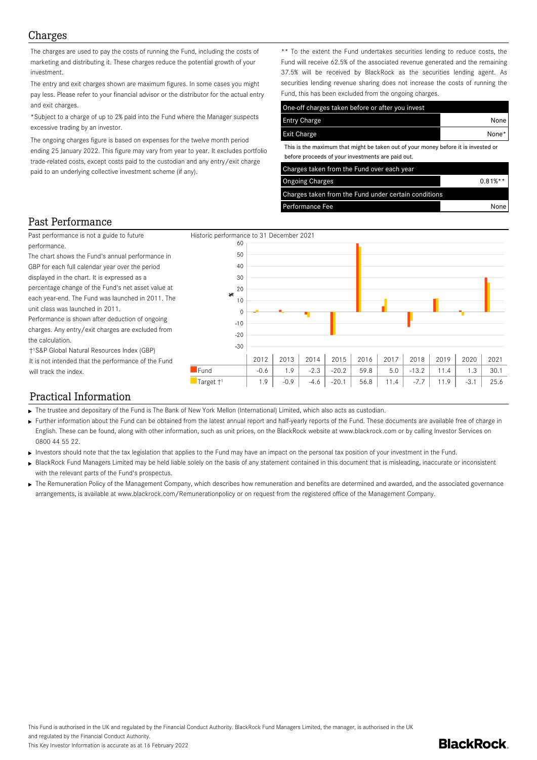## Charges

The charges are used to pay the costs of running the Fund, including the costs of marketing and distributing it. These charges reduce the potential growth of your investment.

The entry and exit charges shown are maximum figures. In some cases you might pay less. Please refer to your financial advisor or the distributor for the actual entry and exit charges.

*Subject to a charge of up to 2% paid into the Fund where the Manager suspects excessive trading by an investor.

The ongoing charges figure is based on expenses for the twelve month period ending 25 January 2022. This figure may vary from year to year. It excludes portfolio trade-related costs, except costs paid to the custodian and any entry/exit charge paid to an underlying collective investment scheme (if any).

** To the extent the Fund undertakes securities lending to reduce costs, the Fund will receive 62.5% of the associated revenue generated and the remaining 37.5% will be received by BlackRock as the securities lending agent. As securities lending revenue sharing does not increase the costs of running the Fund, this has been excluded from the ongoing charges.

| One-off charges taken before or after you invest | |
|---|---|
| Entry Charge | None |
| Exit Charge | None* |

This is the maximum that might be taken out of your money before it is invested or before proceeds of your investments are paid out.

| Charges taken from the Fund over each year | |
|---|---|
| Ongoing Charges | 0.81%** |
| **Charges taken from the Fund under certain conditions** | |
| Performance Fee | None |

## Past Performance

Past performance is not a guide to future performance.

The chart shows the Fund's annual performance in GBP for each full calendar year over the period displayed in the chart. It is expressed as a percentage change of the Fund's net asset value at each year-end. The Fund was launched in 2011. The unit class was launched in 2011.

Performance is shown after deduction of ongoing charges. Any entry/exit charges are excluded from the calculation.

†[1]S&P Global Natural Resources Index (GBP)

It is not intended that the performance of the Fund will track the index.

Historic performance to 31 December 2021

%

60
50
40
30
20
10
0
-10
-20
-30

| | 2012 | 2013 | 2014 | 2015 | 2016 | 2017 | 2018 | 2019 | 2020 | 2021 |
|---|---|---|---|---|---|---|---|---|---|---|
| Fund | -0.6 | 1.9 | -2.3 | -20.2 | 59.8 | 5.0 | -13.2 | 11.4 | 1.3 | 30.1 |
| Target †[1] | 1.9 | -0.9 | -4.6 | -20.1 | 56.8 | 11.4 | -7.7 | 11.9 | -3.1 | 25.6 |

## Practical Information

- The trustee and depositary of the Fund is The Bank of New York Mellon (International) Limited, which also acts as custodian.
- Further information about the Fund can be obtained from the latest annual report and half-yearly reports of the Fund. These documents are available free of charge in English. These can be found, along with other information, such as unit prices, on the BlackRock website at www.blackrock.com or by calling Investor Services on 0800 44 55 22.
- Investors should note that the tax legislation that applies to the Fund may have an impact on the personal tax position of your investment in the Fund.
- BlackRock Fund Managers Limited may be held liable solely on the basis of any statement contained in this document that is misleading, inaccurate or inconsistent with the relevant parts of the Fund's prospectus.
- The Remuneration Policy of the Management Company, which describes how remuneration and benefits are determined and awarded, and the associated governance arrangements, is available at www.blackrock.com/Remunerationpolicy or on request from the registered office of the Management Company.

This Fund is authorised in the UK and regulated by the Financial Conduct Authority. BlackRock Fund Managers Limited, the manager, is authorised in the UK and regulated by the Financial Conduct Authority.

This Key Investor Information is accurate as at 16 February 2022

BlackRock.